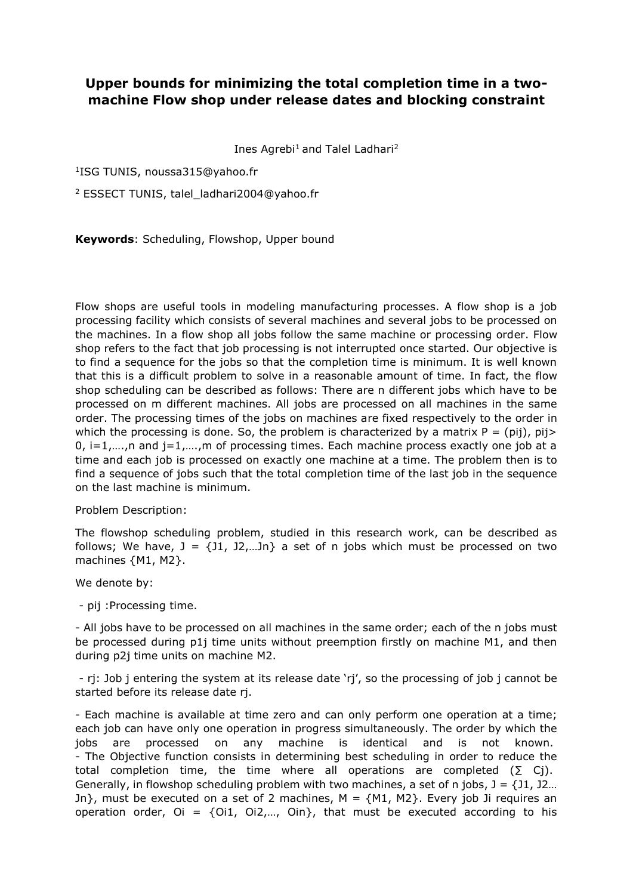# Upper bounds for minimizing the total completion time in a two-machine Flow shop under release dates and blocking constraint

Ines Agrebi[1] and Talel Ladhari[2]

[1]ISG TUNIS, noussa315@yahoo.fr

[2] ESSECT TUNIS, talel_ladhari2004@yahoo.fr

**Keywords**: Scheduling, Flowshop, Upper bound

Flow shops are useful tools in modeling manufacturing processes. A flow shop is a job processing facility which consists of several machines and several jobs to be processed on the machines. In a flow shop all jobs follow the same machine or processing order. Flow shop refers to the fact that job processing is not interrupted once started. Our objective is to find a sequence for the jobs so that the completion time is minimum. It is well known that this is a difficult problem to solve in a reasonable amount of time. In fact, the flow shop scheduling can be described as follows: There are n different jobs which have to be processed on m different machines. All jobs are processed on all machines in the same order. The processing times of the jobs on machines are fixed respectively to the order in which the processing is done. So, the problem is characterized by a matrix $P = (p_{ij})$, $p_{ij} > 0$, $i=1,\ldots,n$ and $j=1,\ldots,m$ of processing times. Each machine process exactly one job at a time and each job is processed on exactly one machine at a time. The problem then is to find a sequence of jobs such that the total completion time of the last job in the sequence on the last machine is minimum.

Problem Description:

The flowshop scheduling problem, studied in this research work, can be described as follows; We have, $J = \{J1, J2,\ldots Jn\}$ a set of n jobs which must be processed on two machines $\{M1, M2\}$.

We denote by:

- $p_{ij}$ :Processing time.

- All jobs have to be processed on all machines in the same order; each of the n jobs must be processed during $p_{1j}$ time units without preemption firstly on machine M1, and then during $p_{2j}$ time units on machine M2.

- $r_j$: Job j entering the system at its release date '$r_j$', so the processing of job j cannot be started before its release date $r_j$.

- Each machine is available at time zero and can only perform one operation at a time; each job can have only one operation in progress simultaneously. The order by which the jobs are processed on any machine is identical and is not known.
- The Objective function consists in determining best scheduling in order to reduce the total completion time, the time where all operations are completed ($\sum C_j$). Generally, in flowshop scheduling problem with two machines, a set of n jobs, $J = \{J1, J2\ldots Jn\}$, must be executed on a set of 2 machines, $M = \{M1, M2\}$. Every job Ji requires an operation order, $O_i = \{O_{i1}, O_{i2},\ldots, O_{in}\}$, that must be executed according to his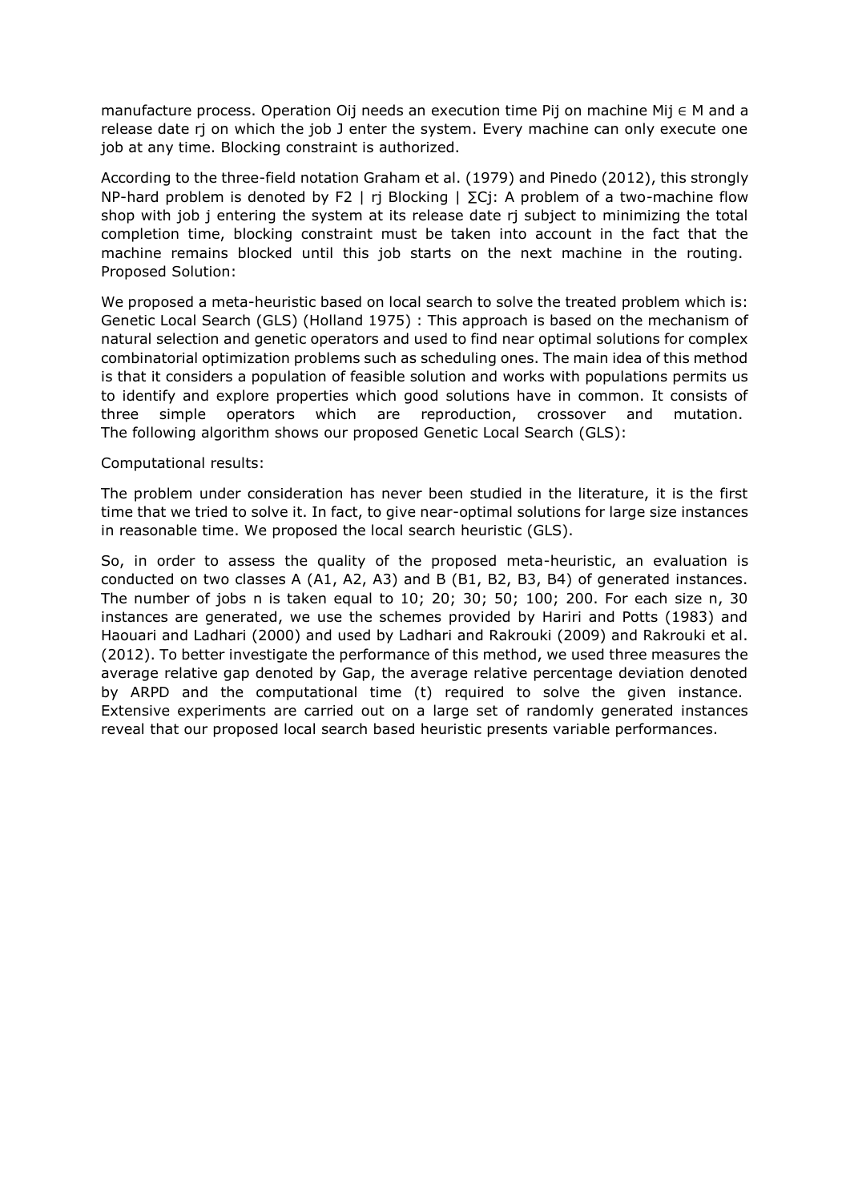manufacture process. Operation $O_{ij}$ needs an execution time $P_{ij}$ on machine $M_{ij} \in M$ and a release date $r_j$ on which the job J enter the system. Every machine can only execute one job at any time. Blocking constraint is authorized.

According to the three-field notation Graham et al. (1979) and Pinedo (2012), this strongly NP-hard problem is denoted by $F2 \mid r_j \text{ Blocking} \mid \sum C_j$: A problem of a two-machine flow shop with job j entering the system at its release date $r_j$ subject to minimizing the total completion time, blocking constraint must be taken into account in the fact that the machine remains blocked until this job starts on the next machine in the routing.
Proposed Solution:

We proposed a meta-heuristic based on local search to solve the treated problem which is: Genetic Local Search (GLS) (Holland 1975) : This approach is based on the mechanism of natural selection and genetic operators and used to find near optimal solutions for complex combinatorial optimization problems such as scheduling ones. The main idea of this method is that it considers a population of feasible solution and works with populations permits us to identify and explore properties which good solutions have in common. It consists of three simple operators which are reproduction, crossover and mutation.
The following algorithm shows our proposed Genetic Local Search (GLS):

Computational results:

The problem under consideration has never been studied in the literature, it is the first time that we tried to solve it. In fact, to give near-optimal solutions for large size instances in reasonable time. We proposed the local search heuristic (GLS).

So, in order to assess the quality of the proposed meta-heuristic, an evaluation is conducted on two classes A (A1, A2, A3) and B (B1, B2, B3, B4) of generated instances. The number of jobs n is taken equal to 10; 20; 30; 50; 100; 200. For each size n, 30 instances are generated, we use the schemes provided by Hariri and Potts (1983) and Haouari and Ladhari (2000) and used by Ladhari and Rakrouki (2009) and Rakrouki et al. (2012). To better investigate the performance of this method, we used three measures the average relative gap denoted by Gap, the average relative percentage deviation denoted by ARPD and the computational time (t) required to solve the given instance.
Extensive experiments are carried out on a large set of randomly generated instances reveal that our proposed local search based heuristic presents variable performances.